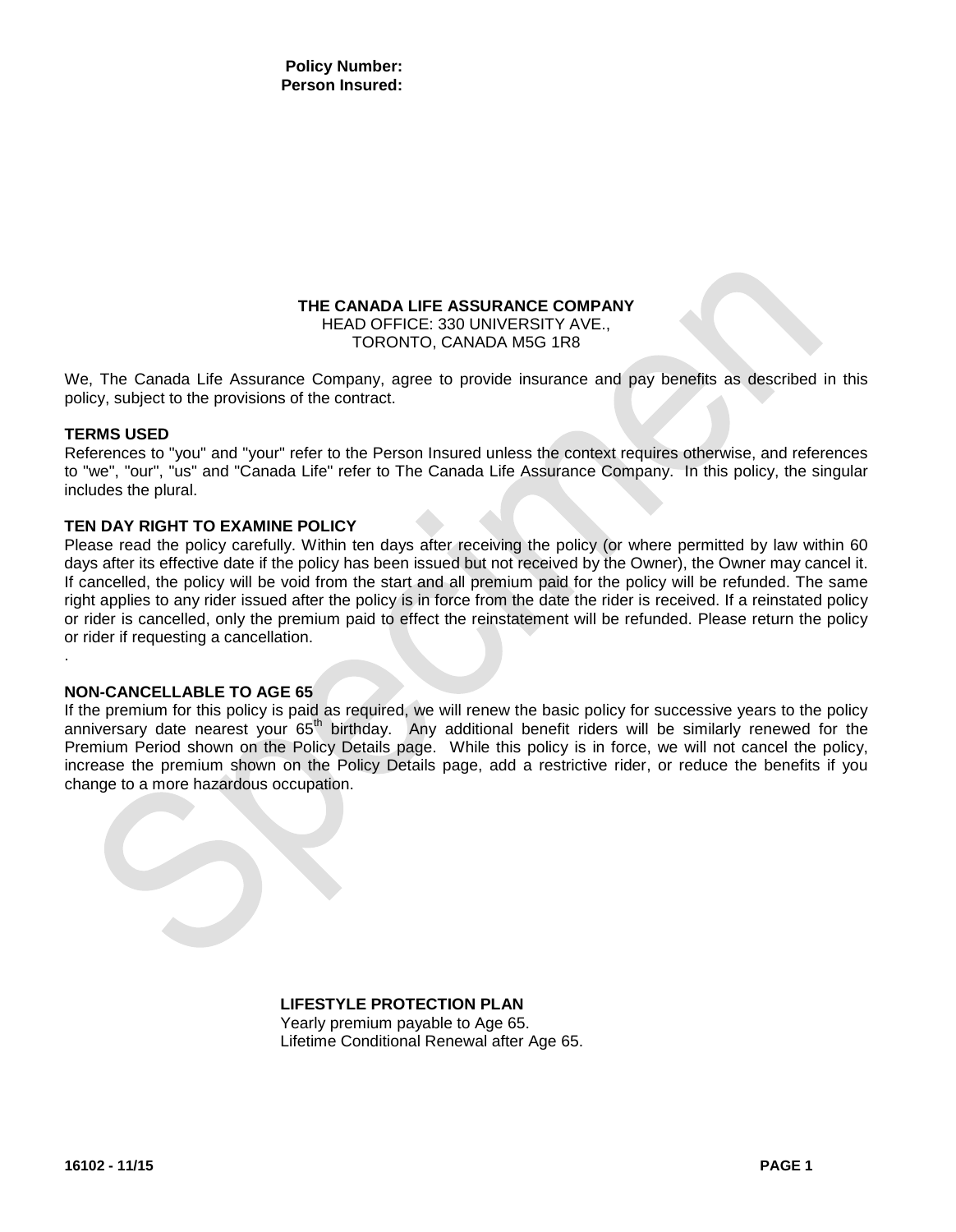**Policy Number:**
**Person Insured:**

**THE CANADA LIFE ASSURANCE COMPANY**
HEAD OFFICE: 330 UNIVERSITY AVE.,
TORONTO, CANADA M5G 1R8

We, The Canada Life Assurance Company, agree to provide insurance and pay benefits as described in this policy, subject to the provisions of the contract.

**TERMS USED**

References to "you" and "your" refer to the Person Insured unless the context requires otherwise, and references to "we", "our", "us" and "Canada Life" refer to The Canada Life Assurance Company. In this policy, the singular includes the plural.

**TEN DAY RIGHT TO EXAMINE POLICY**

Please read the policy carefully. Within ten days after receiving the policy (or where permitted by law within 60 days after its effective date if the policy has been issued but not received by the Owner), the Owner may cancel it. If cancelled, the policy will be void from the start and all premium paid for the policy will be refunded. The same right applies to any rider issued after the policy is in force from the date the rider is received. If a reinstated policy or rider is cancelled, only the premium paid to effect the reinstatement will be refunded. Please return the policy or rider if requesting a cancellation.

.

**NON-CANCELLABLE TO AGE 65**

If the premium for this policy is paid as required, we will renew the basic policy for successive years to the policy anniversary date nearest your 65th birthday. Any additional benefit riders will be similarly renewed for the Premium Period shown on the Policy Details page. While this policy is in force, we will not cancel the policy, increase the premium shown on the Policy Details page, add a restrictive rider, or reduce the benefits if you change to a more hazardous occupation.

**LIFESTYLE PROTECTION PLAN**
Yearly premium payable to Age 65.
Lifetime Conditional Renewal after Age 65.

16102 - 11/15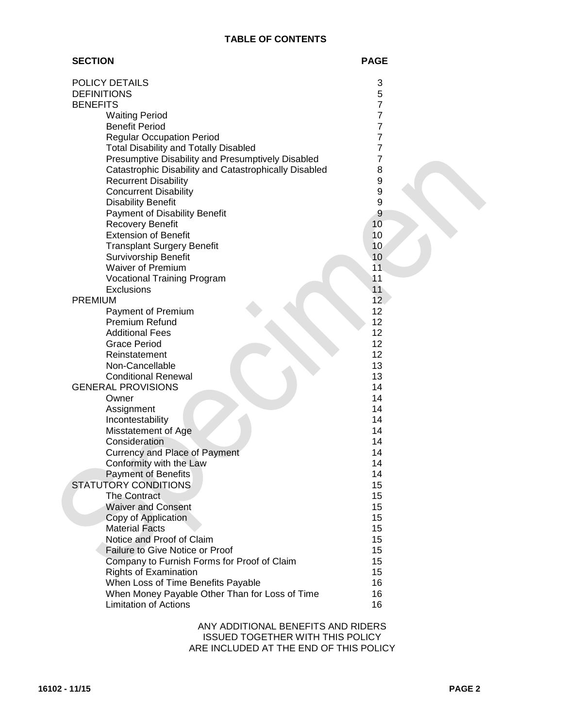# TABLE OF CONTENTS

| SECTION | PAGE |
|---|---|
| POLICY DETAILS | 3 |
| DEFINITIONS | 5 |
| BENEFITS | 7 |
| Waiting Period | 7 |
| Benefit Period | 7 |
| Regular Occupation Period | 7 |
| Total Disability and Totally Disabled | 7 |
| Presumptive Disability and Presumptively Disabled | 7 |
| Catastrophic Disability and Catastrophically Disabled | 8 |
| Recurrent Disability | 9 |
| Concurrent Disability | 9 |
| Disability Benefit | 9 |
| Payment of Disability Benefit | 9 |
| Recovery Benefit | 10 |
| Extension of Benefit | 10 |
| Transplant Surgery Benefit | 10 |
| Survivorship Benefit | 10 |
| Waiver of Premium | 11 |
| Vocational Training Program | 11 |
| Exclusions | 11 |
| PREMIUM | 12 |
| Payment of Premium | 12 |
| Premium Refund | 12 |
| Additional Fees | 12 |
| Grace Period | 12 |
| Reinstatement | 12 |
| Non-Cancellable | 13 |
| Conditional Renewal | 13 |
| GENERAL PROVISIONS | 14 |
| Owner | 14 |
| Assignment | 14 |
| Incontestability | 14 |
| Misstatement of Age | 14 |
| Consideration | 14 |
| Currency and Place of Payment | 14 |
| Conformity with the Law | 14 |
| Payment of Benefits | 14 |
| STATUTORY CONDITIONS | 15 |
| The Contract | 15 |
| Waiver and Consent | 15 |
| Copy of Application | 15 |
| Material Facts | 15 |
| Notice and Proof of Claim | 15 |
| Failure to Give Notice or Proof | 15 |
| Company to Furnish Forms for Proof of Claim | 15 |
| Rights of Examination | 15 |
| When Loss of Time Benefits Payable | 16 |
| When Money Payable Other Than for Loss of Time | 16 |
| Limitation of Actions | 16 |

ANY ADDITIONAL BENEFITS AND RIDERS ISSUED TOGETHER WITH THIS POLICY ARE INCLUDED AT THE END OF THIS POLICY

16102 - 11/15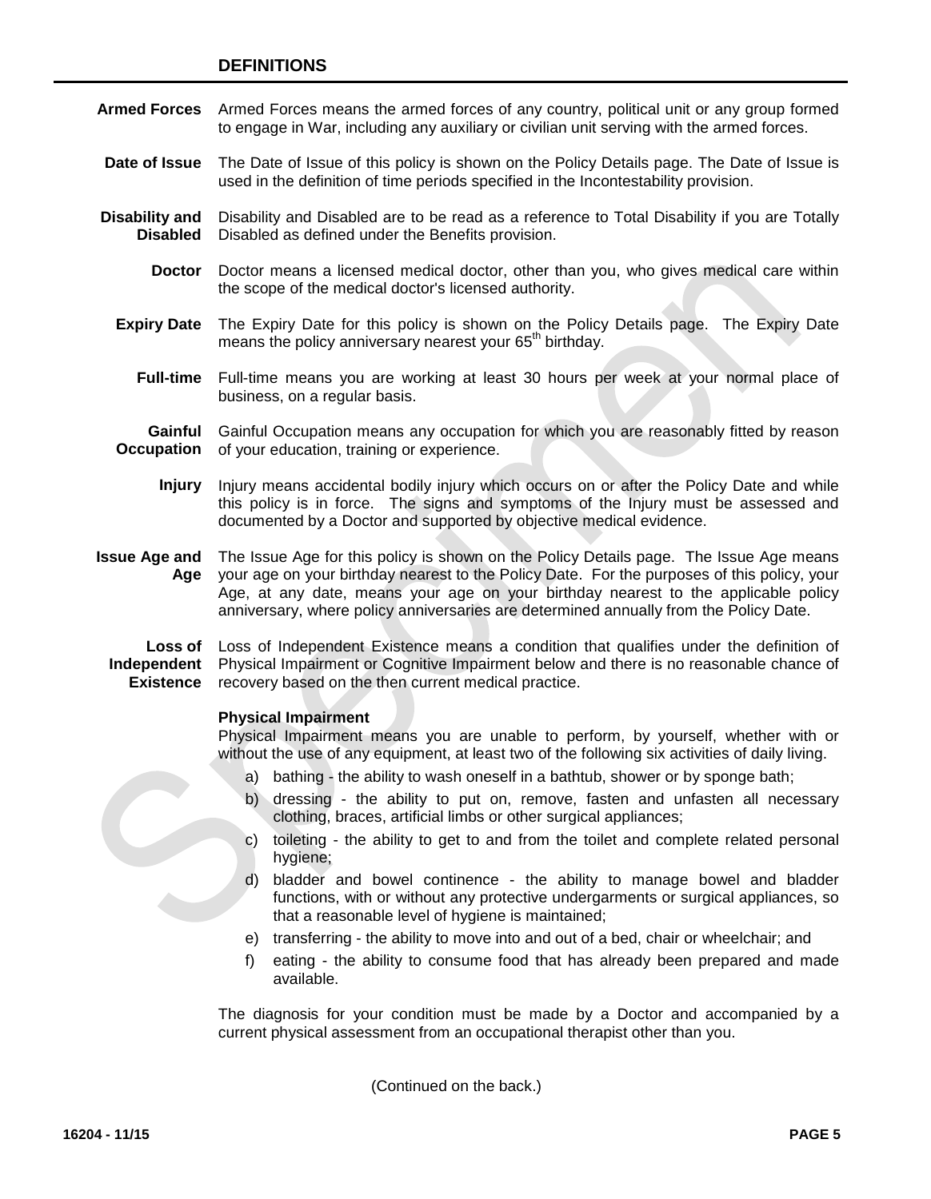## DEFINITIONS

**Armed Forces** Armed Forces means the armed forces of any country, political unit or any group formed to engage in War, including any auxiliary or civilian unit serving with the armed forces.

**Date of Issue** The Date of Issue of this policy is shown on the Policy Details page. The Date of Issue is used in the definition of time periods specified in the Incontestability provision.

**Disability and Disabled** Disability and Disabled are to be read as a reference to Total Disability if you are Totally Disabled as defined under the Benefits provision.

**Doctor** Doctor means a licensed medical doctor, other than you, who gives medical care within the scope of the medical doctor's licensed authority.

**Expiry Date** The Expiry Date for this policy is shown on the Policy Details page. The Expiry Date means the policy anniversary nearest your 65th birthday.

**Full-time** Full-time means you are working at least 30 hours per week at your normal place of business, on a regular basis.

**Gainful Occupation** Gainful Occupation means any occupation for which you are reasonably fitted by reason of your education, training or experience.

**Injury** Injury means accidental bodily injury which occurs on or after the Policy Date and while this policy is in force. The signs and symptoms of the Injury must be assessed and documented by a Doctor and supported by objective medical evidence.

**Issue Age and Age** The Issue Age for this policy is shown on the Policy Details page. The Issue Age means your age on your birthday nearest to the Policy Date. For the purposes of this policy, your Age, at any date, means your age on your birthday nearest to the applicable policy anniversary, where policy anniversaries are determined annually from the Policy Date.

**Loss of Independent Existence** Loss of Independent Existence means a condition that qualifies under the definition of Physical Impairment or Cognitive Impairment below and there is no reasonable chance of recovery based on the then current medical practice.

**Physical Impairment**

Physical Impairment means you are unable to perform, by yourself, whether with or without the use of any equipment, at least two of the following six activities of daily living.

a) bathing - the ability to wash oneself in a bathtub, shower or by sponge bath;

b) dressing - the ability to put on, remove, fasten and unfasten all necessary clothing, braces, artificial limbs or other surgical appliances;

c) toileting - the ability to get to and from the toilet and complete related personal hygiene;

d) bladder and bowel continence - the ability to manage bowel and bladder functions, with or without any protective undergarments or surgical appliances, so that a reasonable level of hygiene is maintained;

e) transferring - the ability to move into and out of a bed, chair or wheelchair; and

f) eating - the ability to consume food that has already been prepared and made available.

The diagnosis for your condition must be made by a Doctor and accompanied by a current physical assessment from an occupational therapist other than you.

(Continued on the back.)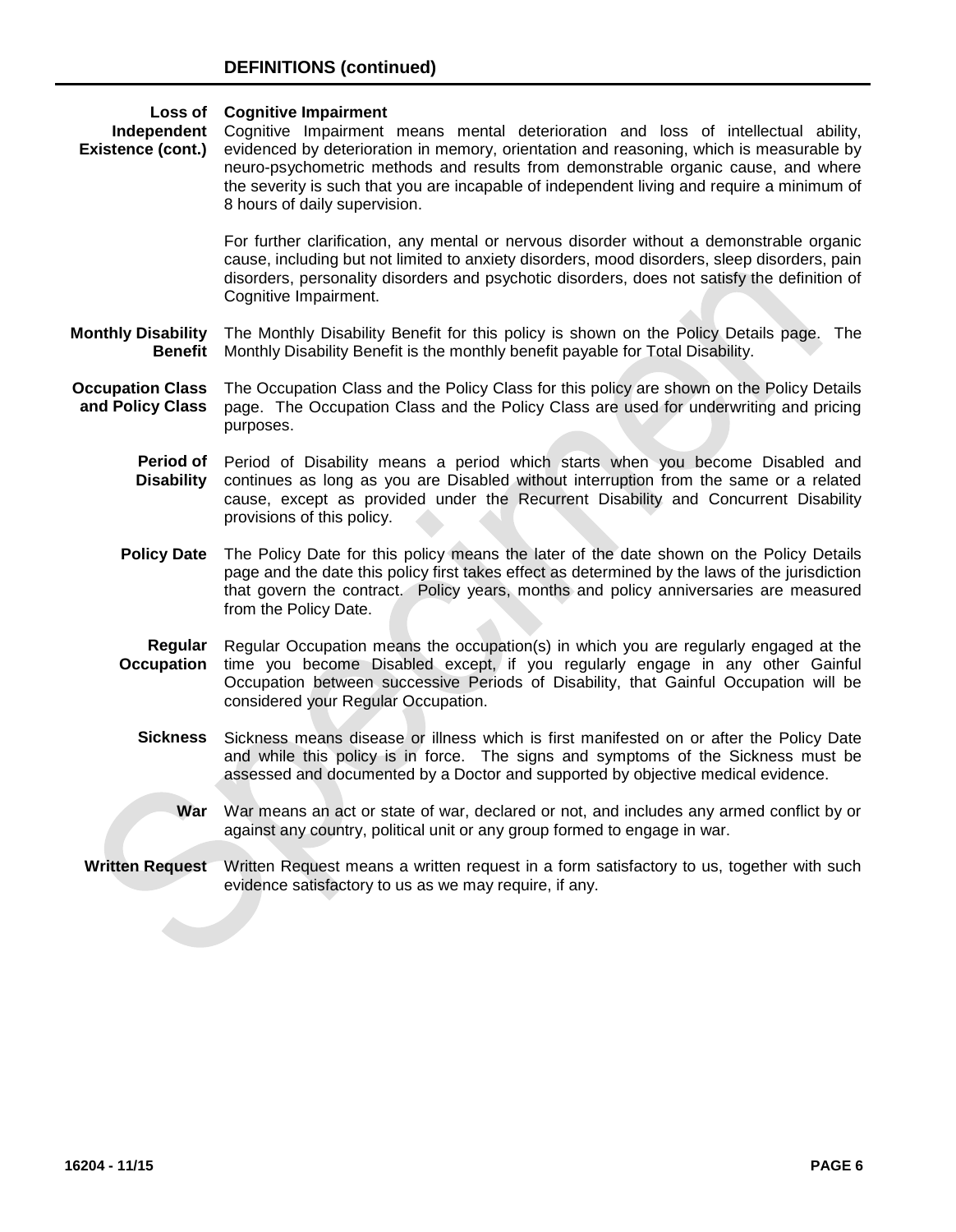## DEFINITIONS (continued)

**Loss of Independent Existence (cont.)**

**Cognitive Impairment**
Cognitive Impairment means mental deterioration and loss of intellectual ability, evidenced by deterioration in memory, orientation and reasoning, which is measurable by neuro-psychometric methods and results from demonstrable organic cause, and where the severity is such that you are incapable of independent living and require a minimum of 8 hours of daily supervision.

For further clarification, any mental or nervous disorder without a demonstrable organic cause, including but not limited to anxiety disorders, mood disorders, sleep disorders, pain disorders, personality disorders and psychotic disorders, does not satisfy the definition of Cognitive Impairment.

**Monthly Disability Benefit** The Monthly Disability Benefit for this policy is shown on the Policy Details page. The Monthly Disability Benefit is the monthly benefit payable for Total Disability.

**Occupation Class and Policy Class** The Occupation Class and the Policy Class for this policy are shown on the Policy Details page. The Occupation Class and the Policy Class are used for underwriting and pricing purposes.

**Period of Disability** Period of Disability means a period which starts when you become Disabled and continues as long as you are Disabled without interruption from the same or a related cause, except as provided under the Recurrent Disability and Concurrent Disability provisions of this policy.

**Policy Date** The Policy Date for this policy means the later of the date shown on the Policy Details page and the date this policy first takes effect as determined by the laws of the jurisdiction that govern the contract. Policy years, months and policy anniversaries are measured from the Policy Date.

**Regular Occupation** Regular Occupation means the occupation(s) in which you are regularly engaged at the time you become Disabled except, if you regularly engage in any other Gainful Occupation between successive Periods of Disability, that Gainful Occupation will be considered your Regular Occupation.

**Sickness** Sickness means disease or illness which is first manifested on or after the Policy Date and while this policy is in force. The signs and symptoms of the Sickness must be assessed and documented by a Doctor and supported by objective medical evidence.

**War** War means an act or state of war, declared or not, and includes any armed conflict by or against any country, political unit or any group formed to engage in war.

**Written Request** Written Request means a written request in a form satisfactory to us, together with such evidence satisfactory to us as we may require, if any.

16204 - 11/15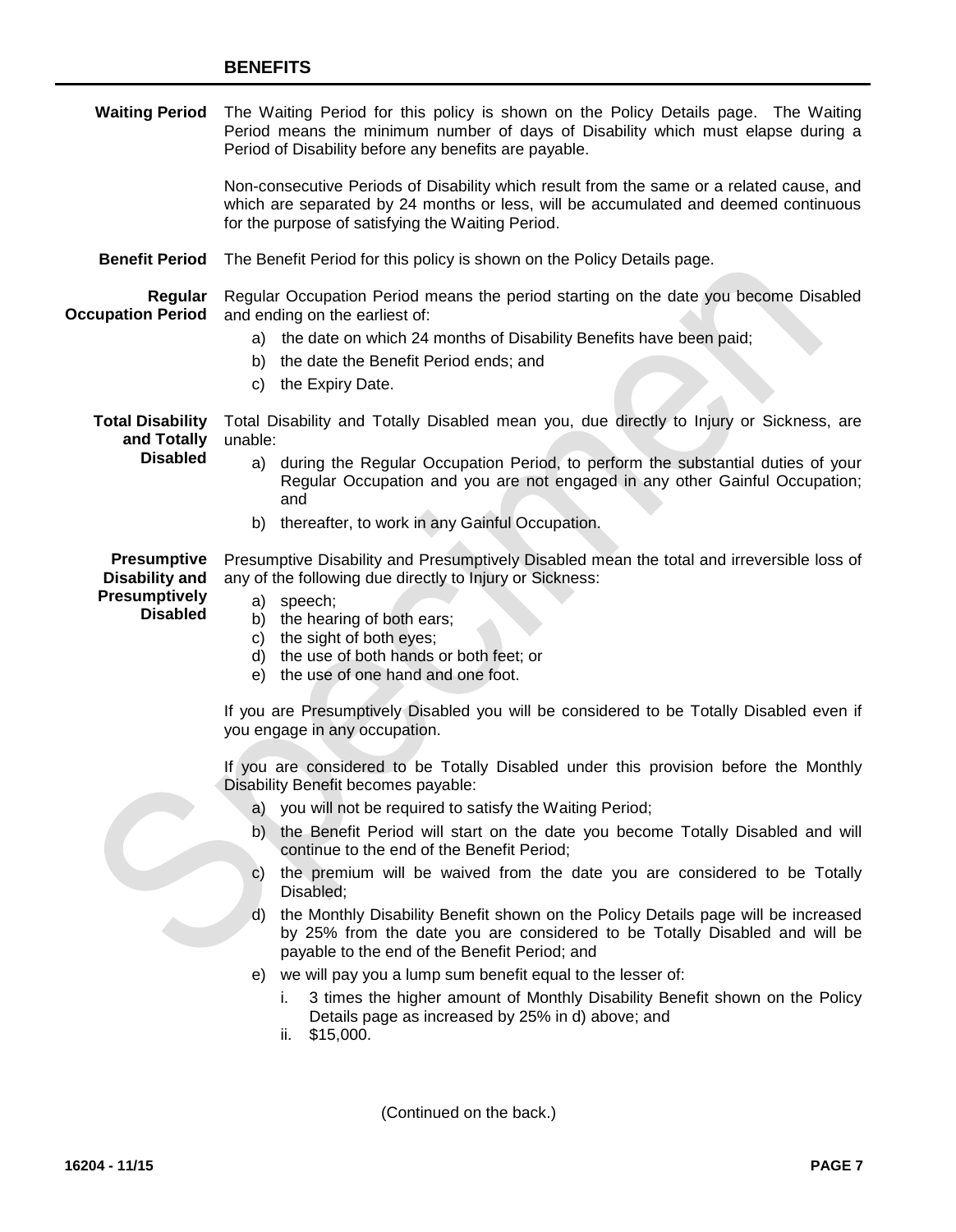## BENEFITS

**Waiting Period**

The Waiting Period for this policy is shown on the Policy Details page. The Waiting Period means the minimum number of days of Disability which must elapse during a Period of Disability before any benefits are payable.

Non-consecutive Periods of Disability which result from the same or a related cause, and which are separated by 24 months or less, will be accumulated and deemed continuous for the purpose of satisfying the Waiting Period.

**Benefit Period**

The Benefit Period for this policy is shown on the Policy Details page.

**Regular Occupation Period**

Regular Occupation Period means the period starting on the date you become Disabled and ending on the earliest of:

a) the date on which 24 months of Disability Benefits have been paid;
b) the date the Benefit Period ends; and
c) the Expiry Date.

**Total Disability and Totally Disabled**

Total Disability and Totally Disabled mean you, due directly to Injury or Sickness, are unable:

a) during the Regular Occupation Period, to perform the substantial duties of your Regular Occupation and you are not engaged in any other Gainful Occupation; and
b) thereafter, to work in any Gainful Occupation.

**Presumptive Disability and Presumptively Disabled**

Presumptive Disability and Presumptively Disabled mean the total and irreversible loss of any of the following due directly to Injury or Sickness:

a) speech;
b) the hearing of both ears;
c) the sight of both eyes;
d) the use of both hands or both feet; or
e) the use of one hand and one foot.

If you are Presumptively Disabled you will be considered to be Totally Disabled even if you engage in any occupation.

If you are considered to be Totally Disabled under this provision before the Monthly Disability Benefit becomes payable:

a) you will not be required to satisfy the Waiting Period;
b) the Benefit Period will start on the date you become Totally Disabled and will continue to the end of the Benefit Period;
c) the premium will be waived from the date you are considered to be Totally Disabled;
d) the Monthly Disability Benefit shown on the Policy Details page will be increased by 25% from the date you are considered to be Totally Disabled and will be payable to the end of the Benefit Period; and
e) we will pay you a lump sum benefit equal to the lesser of:
    i. 3 times the higher amount of Monthly Disability Benefit shown on the Policy Details page as increased by 25% in d) above; and
    ii. $15,000.

(Continued on the back.)

16204 - 11/15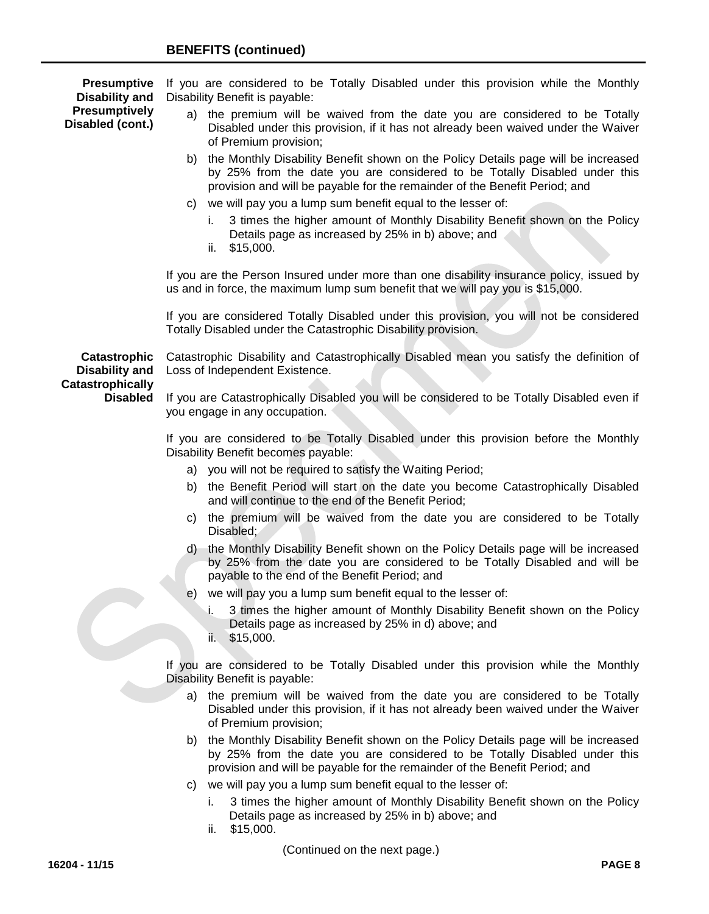## BENEFITS (continued)

**Presumptive Disability and Presumptively Disabled (cont.)**

If you are considered to be Totally Disabled under this provision while the Monthly Disability Benefit is payable:

a) the premium will be waived from the date you are considered to be Totally Disabled under this provision, if it has not already been waived under the Waiver of Premium provision;

b) the Monthly Disability Benefit shown on the Policy Details page will be increased by 25% from the date you are considered to be Totally Disabled under this provision and will be payable for the remainder of the Benefit Period; and

c) we will pay you a lump sum benefit equal to the lesser of:

   i. 3 times the higher amount of Monthly Disability Benefit shown on the Policy Details page as increased by 25% in b) above; and

   ii. $15,000.

If you are the Person Insured under more than one disability insurance policy, issued by us and in force, the maximum lump sum benefit that we will pay you is $15,000.

If you are considered Totally Disabled under this provision, you will not be considered Totally Disabled under the Catastrophic Disability provision.

**Catastrophic Disability and Catastrophically Disabled**

Catastrophic Disability and Catastrophically Disabled mean you satisfy the definition of Loss of Independent Existence.

If you are Catastrophically Disabled you will be considered to be Totally Disabled even if you engage in any occupation.

If you are considered to be Totally Disabled under this provision before the Monthly Disability Benefit becomes payable:

a) you will not be required to satisfy the Waiting Period;

b) the Benefit Period will start on the date you become Catastrophically Disabled and will continue to the end of the Benefit Period;

c) the premium will be waived from the date you are considered to be Totally Disabled;

d) the Monthly Disability Benefit shown on the Policy Details page will be increased by 25% from the date you are considered to be Totally Disabled and will be payable to the end of the Benefit Period; and

e) we will pay you a lump sum benefit equal to the lesser of:

   i. 3 times the higher amount of Monthly Disability Benefit shown on the Policy Details page as increased by 25% in d) above; and

   ii. $15,000.

If you are considered to be Totally Disabled under this provision while the Monthly Disability Benefit is payable:

a) the premium will be waived from the date you are considered to be Totally Disabled under this provision, if it has not already been waived under the Waiver of Premium provision;

b) the Monthly Disability Benefit shown on the Policy Details page will be increased by 25% from the date you are considered to be Totally Disabled under this provision and will be payable for the remainder of the Benefit Period; and

c) we will pay you a lump sum benefit equal to the lesser of:

   i. 3 times the higher amount of Monthly Disability Benefit shown on the Policy Details page as increased by 25% in b) above; and

   ii. $15,000.

(Continued on the next page.)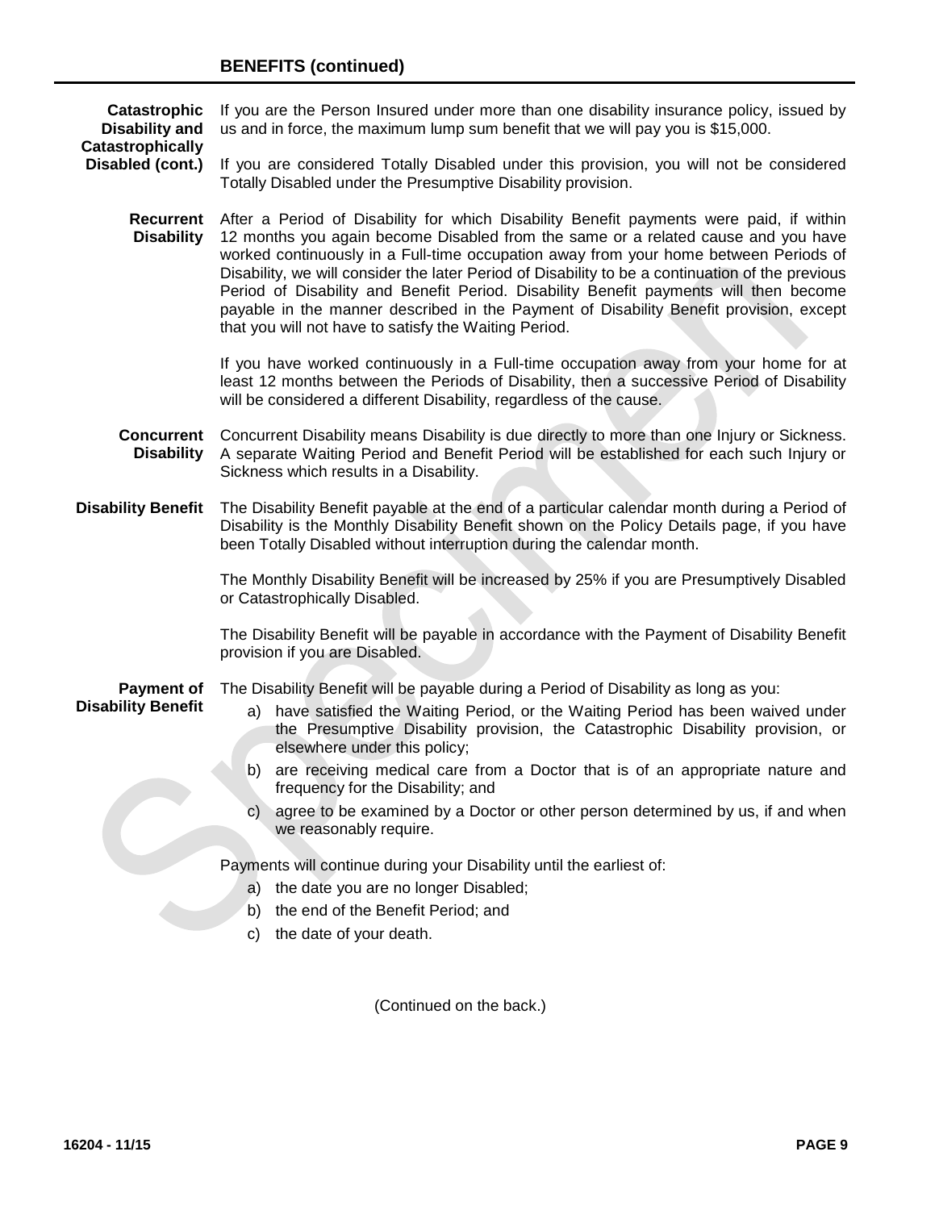## BENEFITS (continued)

**Catastrophic Disability and Catastrophically Disabled (cont.)**

If you are the Person Insured under more than one disability insurance policy, issued by us and in force, the maximum lump sum benefit that we will pay you is $15,000.

If you are considered Totally Disabled under this provision, you will not be considered Totally Disabled under the Presumptive Disability provision.

**Recurrent Disability**

After a Period of Disability for which Disability Benefit payments were paid, if within 12 months you again become Disabled from the same or a related cause and you have worked continuously in a Full-time occupation away from your home between Periods of Disability, we will consider the later Period of Disability to be a continuation of the previous Period of Disability and Benefit Period. Disability Benefit payments will then become payable in the manner described in the Payment of Disability Benefit provision, except that you will not have to satisfy the Waiting Period.

If you have worked continuously in a Full-time occupation away from your home for at least 12 months between the Periods of Disability, then a successive Period of Disability will be considered a different Disability, regardless of the cause.

**Concurrent Disability**

Concurrent Disability means Disability is due directly to more than one Injury or Sickness. A separate Waiting Period and Benefit Period will be established for each such Injury or Sickness which results in a Disability.

**Disability Benefit**

The Disability Benefit payable at the end of a particular calendar month during a Period of Disability is the Monthly Disability Benefit shown on the Policy Details page, if you have been Totally Disabled without interruption during the calendar month.

The Monthly Disability Benefit will be increased by 25% if you are Presumptively Disabled or Catastrophically Disabled.

The Disability Benefit will be payable in accordance with the Payment of Disability Benefit provision if you are Disabled.

**Payment of Disability Benefit**

The Disability Benefit will be payable during a Period of Disability as long as you:

a) have satisfied the Waiting Period, or the Waiting Period has been waived under the Presumptive Disability provision, the Catastrophic Disability provision, or elsewhere under this policy;

b) are receiving medical care from a Doctor that is of an appropriate nature and frequency for the Disability; and

c) agree to be examined by a Doctor or other person determined by us, if and when we reasonably require.

Payments will continue during your Disability until the earliest of:

a) the date you are no longer Disabled;

b) the end of the Benefit Period; and

c) the date of your death.

(Continued on the back.)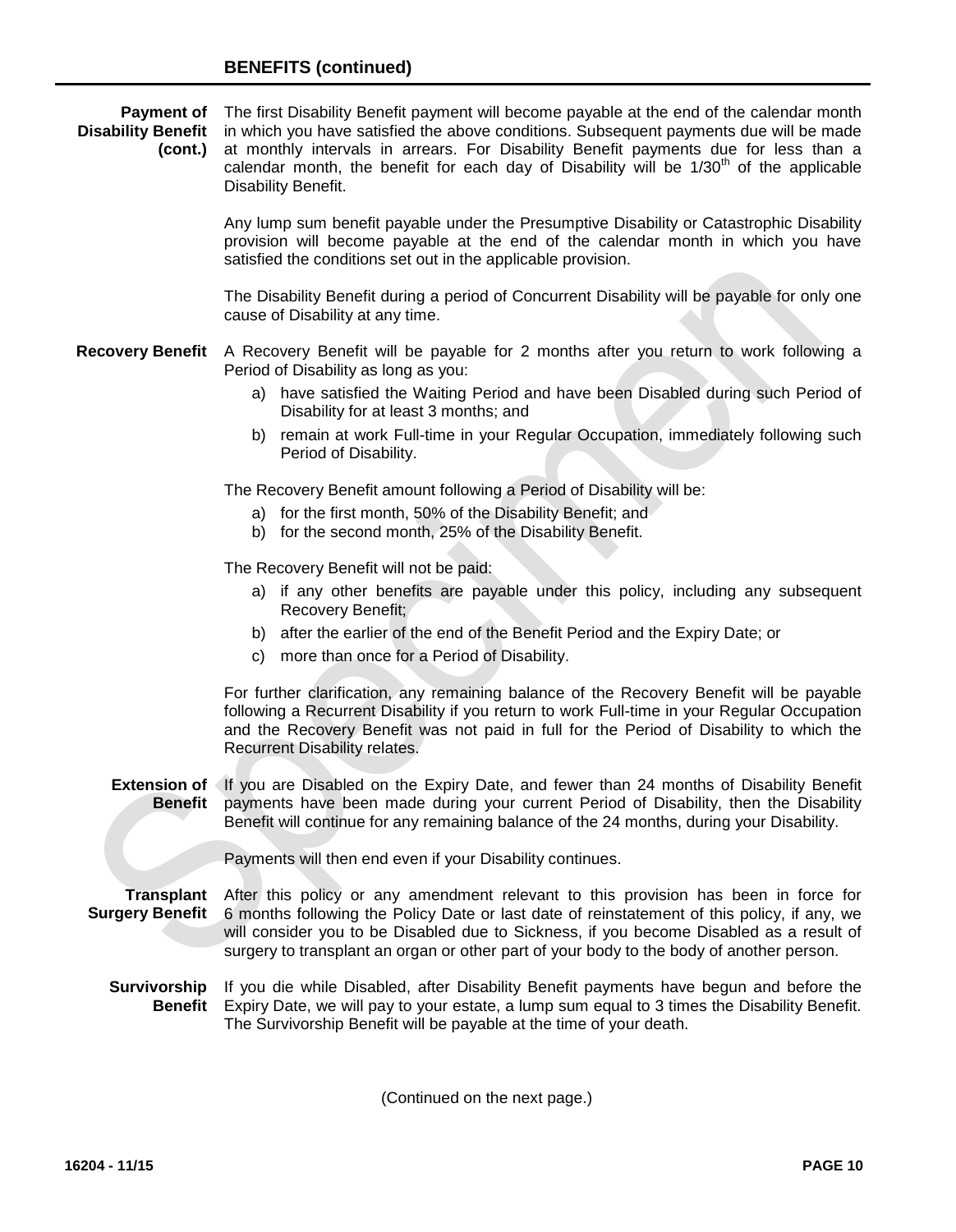## BENEFITS (continued)

**Payment of Disability Benefit (cont.)**

The first Disability Benefit payment will become payable at the end of the calendar month in which you have satisfied the above conditions. Subsequent payments due will be made at monthly intervals in arrears. For Disability Benefit payments due for less than a calendar month, the benefit for each day of Disability will be 1/30th of the applicable Disability Benefit.

Any lump sum benefit payable under the Presumptive Disability or Catastrophic Disability provision will become payable at the end of the calendar month in which you have satisfied the conditions set out in the applicable provision.

The Disability Benefit during a period of Concurrent Disability will be payable for only one cause of Disability at any time.

**Recovery Benefit**

A Recovery Benefit will be payable for 2 months after you return to work following a Period of Disability as long as you:

a) have satisfied the Waiting Period and have been Disabled during such Period of Disability for at least 3 months; and
b) remain at work Full-time in your Regular Occupation, immediately following such Period of Disability.

The Recovery Benefit amount following a Period of Disability will be:

a) for the first month, 50% of the Disability Benefit; and
b) for the second month, 25% of the Disability Benefit.

The Recovery Benefit will not be paid:

a) if any other benefits are payable under this policy, including any subsequent Recovery Benefit;
b) after the earlier of the end of the Benefit Period and the Expiry Date; or
c) more than once for a Period of Disability.

For further clarification, any remaining balance of the Recovery Benefit will be payable following a Recurrent Disability if you return to work Full-time in your Regular Occupation and the Recovery Benefit was not paid in full for the Period of Disability to which the Recurrent Disability relates.

**Extension of Benefit**

If you are Disabled on the Expiry Date, and fewer than 24 months of Disability Benefit payments have been made during your current Period of Disability, then the Disability Benefit will continue for any remaining balance of the 24 months, during your Disability.

Payments will then end even if your Disability continues.

**Transplant Surgery Benefit**

After this policy or any amendment relevant to this provision has been in force for 6 months following the Policy Date or last date of reinstatement of this policy, if any, we will consider you to be Disabled due to Sickness, if you become Disabled as a result of surgery to transplant an organ or other part of your body to the body of another person.

**Survivorship Benefit**

If you die while Disabled, after Disability Benefit payments have begun and before the Expiry Date, we will pay to your estate, a lump sum equal to 3 times the Disability Benefit. The Survivorship Benefit will be payable at the time of your death.

(Continued on the next page.)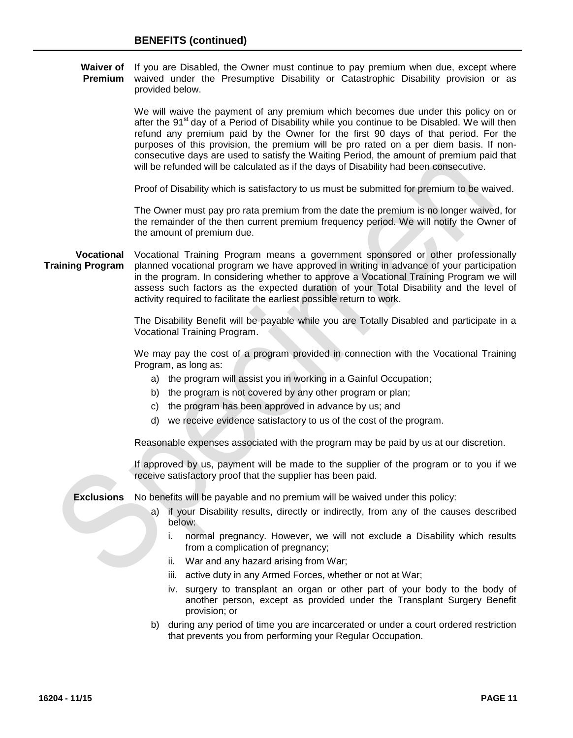## BENEFITS (continued)

**Waiver of Premium**

If you are Disabled, the Owner must continue to pay premium when due, except where waived under the Presumptive Disability or Catastrophic Disability provision or as provided below.

We will waive the payment of any premium which becomes due under this policy on or after the 91st day of a Period of Disability while you continue to be Disabled. We will then refund any premium paid by the Owner for the first 90 days of that period. For the purposes of this provision, the premium will be pro rated on a per diem basis. If non-consecutive days are used to satisfy the Waiting Period, the amount of premium paid that will be refunded will be calculated as if the days of Disability had been consecutive.

Proof of Disability which is satisfactory to us must be submitted for premium to be waived.

The Owner must pay pro rata premium from the date the premium is no longer waived, for the remainder of the then current premium frequency period. We will notify the Owner of the amount of premium due.

**Vocational Training Program**

Vocational Training Program means a government sponsored or other professionally planned vocational program we have approved in writing in advance of your participation in the program. In considering whether to approve a Vocational Training Program we will assess such factors as the expected duration of your Total Disability and the level of activity required to facilitate the earliest possible return to work.

The Disability Benefit will be payable while you are Totally Disabled and participate in a Vocational Training Program.

We may pay the cost of a program provided in connection with the Vocational Training Program, as long as:

a) the program will assist you in working in a Gainful Occupation;
b) the program is not covered by any other program or plan;
c) the program has been approved in advance by us; and
d) we receive evidence satisfactory to us of the cost of the program.

Reasonable expenses associated with the program may be paid by us at our discretion.

If approved by us, payment will be made to the supplier of the program or to you if we receive satisfactory proof that the supplier has been paid.

**Exclusions**

No benefits will be payable and no premium will be waived under this policy:

a) if your Disability results, directly or indirectly, from any of the causes described below:
   i. normal pregnancy. However, we will not exclude a Disability which results from a complication of pregnancy;
   ii. War and any hazard arising from War;
   iii. active duty in any Armed Forces, whether or not at War;
   iv. surgery to transplant an organ or other part of your body to the body of another person, except as provided under the Transplant Surgery Benefit provision; or
b) during any period of time you are incarcerated or under a court ordered restriction that prevents you from performing your Regular Occupation.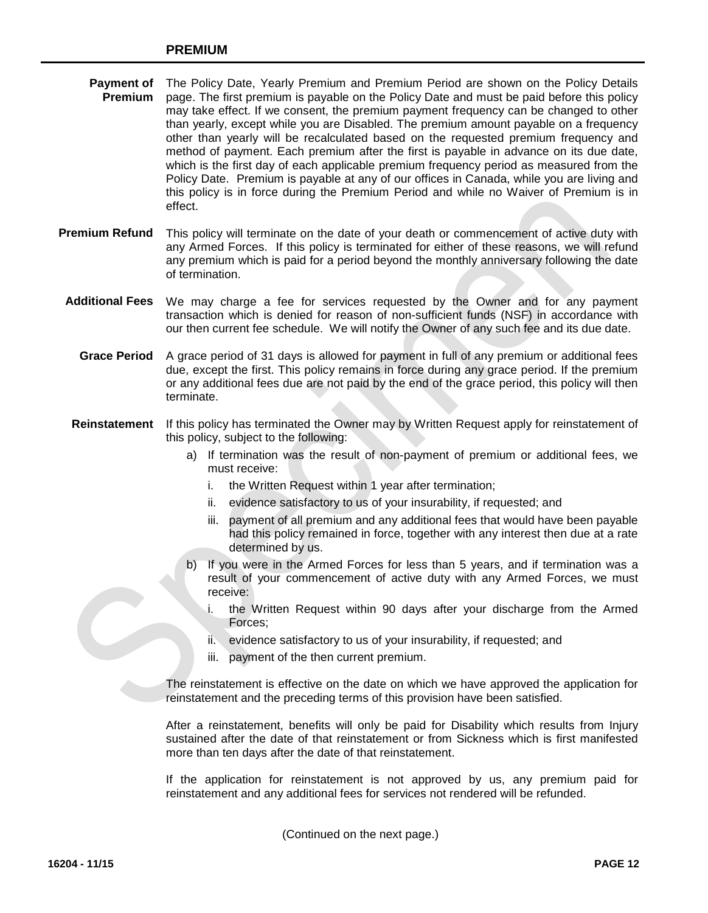## PREMIUM

**Payment of Premium** The Policy Date, Yearly Premium and Premium Period are shown on the Policy Details page. The first premium is payable on the Policy Date and must be paid before this policy may take effect. If we consent, the premium payment frequency can be changed to other than yearly, except while you are Disabled. The premium amount payable on a frequency other than yearly will be recalculated based on the requested premium frequency and method of payment. Each premium after the first is payable in advance on its due date, which is the first day of each applicable premium frequency period as measured from the Policy Date. Premium is payable at any of our offices in Canada, while you are living and this policy is in force during the Premium Period and while no Waiver of Premium is in effect.

**Premium Refund** This policy will terminate on the date of your death or commencement of active duty with any Armed Forces. If this policy is terminated for either of these reasons, we will refund any premium which is paid for a period beyond the monthly anniversary following the date of termination.

**Additional Fees** We may charge a fee for services requested by the Owner and for any payment transaction which is denied for reason of non-sufficient funds (NSF) in accordance with our then current fee schedule. We will notify the Owner of any such fee and its due date.

**Grace Period** A grace period of 31 days is allowed for payment in full of any premium or additional fees due, except the first. This policy remains in force during any grace period. If the premium or any additional fees due are not paid by the end of the grace period, this policy will then terminate.

**Reinstatement** If this policy has terminated the Owner may by Written Request apply for reinstatement of this policy, subject to the following:

a) If termination was the result of non-payment of premium or additional fees, we must receive:
   i. the Written Request within 1 year after termination;
   ii. evidence satisfactory to us of your insurability, if requested; and
   iii. payment of all premium and any additional fees that would have been payable had this policy remained in force, together with any interest then due at a rate determined by us.

b) If you were in the Armed Forces for less than 5 years, and if termination was a result of your commencement of active duty with any Armed Forces, we must receive:
   i. the Written Request within 90 days after your discharge from the Armed Forces;
   ii. evidence satisfactory to us of your insurability, if requested; and
   iii. payment of the then current premium.

The reinstatement is effective on the date on which we have approved the application for reinstatement and the preceding terms of this provision have been satisfied.

After a reinstatement, benefits will only be paid for Disability which results from Injury sustained after the date of that reinstatement or from Sickness which is first manifested more than ten days after the date of that reinstatement.

If the application for reinstatement is not approved by us, any premium paid for reinstatement and any additional fees for services not rendered will be refunded.

(Continued on the next page.)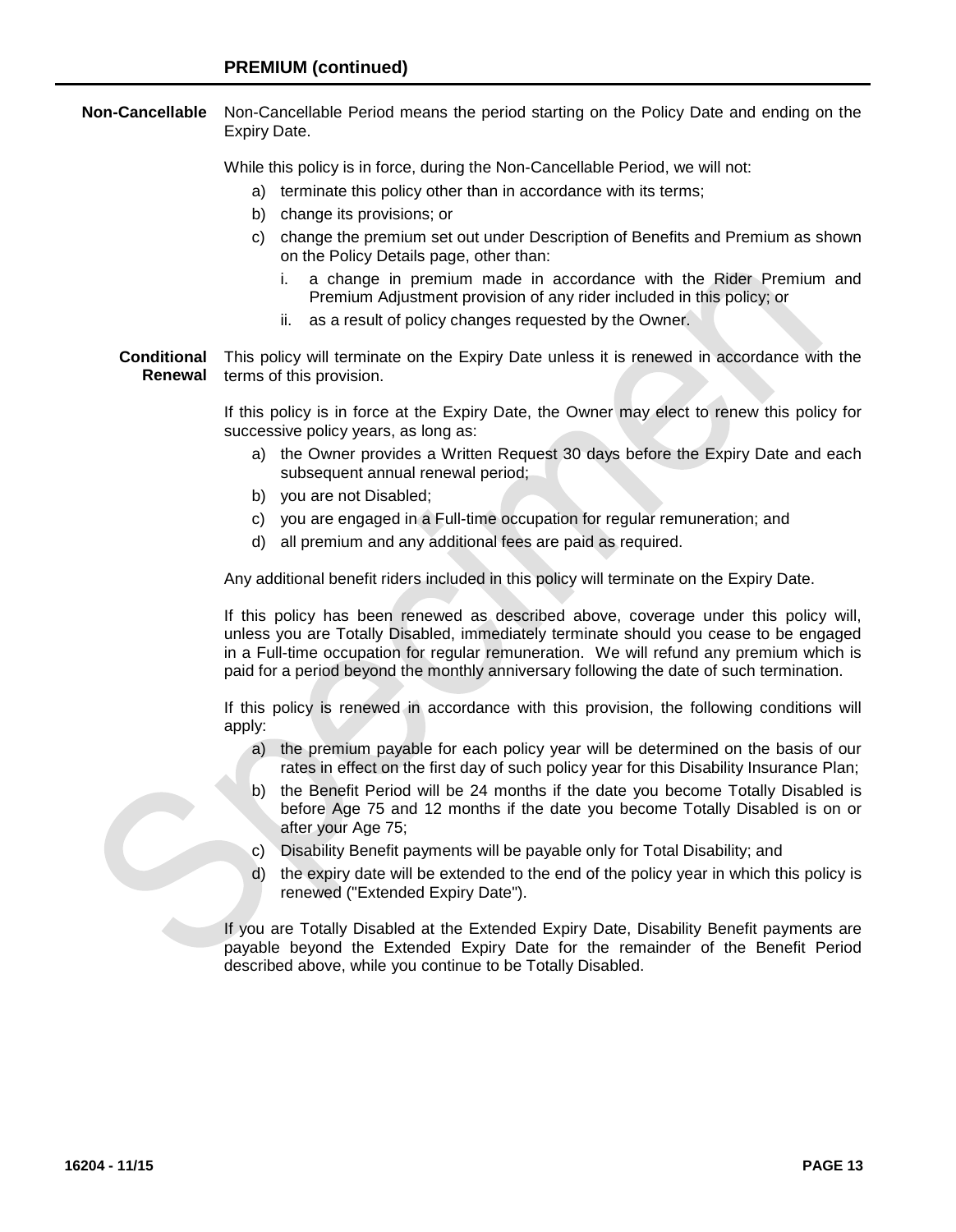## PREMIUM (continued)

**Non-Cancellable**

Non-Cancellable Period means the period starting on the Policy Date and ending on the Expiry Date.

While this policy is in force, during the Non-Cancellable Period, we will not:

a) terminate this policy other than in accordance with its terms;
b) change its provisions; or
c) change the premium set out under Description of Benefits and Premium as shown on the Policy Details page, other than:
   i. a change in premium made in accordance with the Rider Premium and Premium Adjustment provision of any rider included in this policy; or
   ii. as a result of policy changes requested by the Owner.

**Conditional Renewal**

This policy will terminate on the Expiry Date unless it is renewed in accordance with the terms of this provision.

If this policy is in force at the Expiry Date, the Owner may elect to renew this policy for successive policy years, as long as:

a) the Owner provides a Written Request 30 days before the Expiry Date and each subsequent annual renewal period;
b) you are not Disabled;
c) you are engaged in a Full-time occupation for regular remuneration; and
d) all premium and any additional fees are paid as required.

Any additional benefit riders included in this policy will terminate on the Expiry Date.

If this policy has been renewed as described above, coverage under this policy will, unless you are Totally Disabled, immediately terminate should you cease to be engaged in a Full-time occupation for regular remuneration. We will refund any premium which is paid for a period beyond the monthly anniversary following the date of such termination.

If this policy is renewed in accordance with this provision, the following conditions will apply:

a) the premium payable for each policy year will be determined on the basis of our rates in effect on the first day of such policy year for this Disability Insurance Plan;
b) the Benefit Period will be 24 months if the date you become Totally Disabled is before Age 75 and 12 months if the date you become Totally Disabled is on or after your Age 75;
c) Disability Benefit payments will be payable only for Total Disability; and
d) the expiry date will be extended to the end of the policy year in which this policy is renewed ("Extended Expiry Date").

If you are Totally Disabled at the Extended Expiry Date, Disability Benefit payments are payable beyond the Extended Expiry Date for the remainder of the Benefit Period described above, while you continue to be Totally Disabled.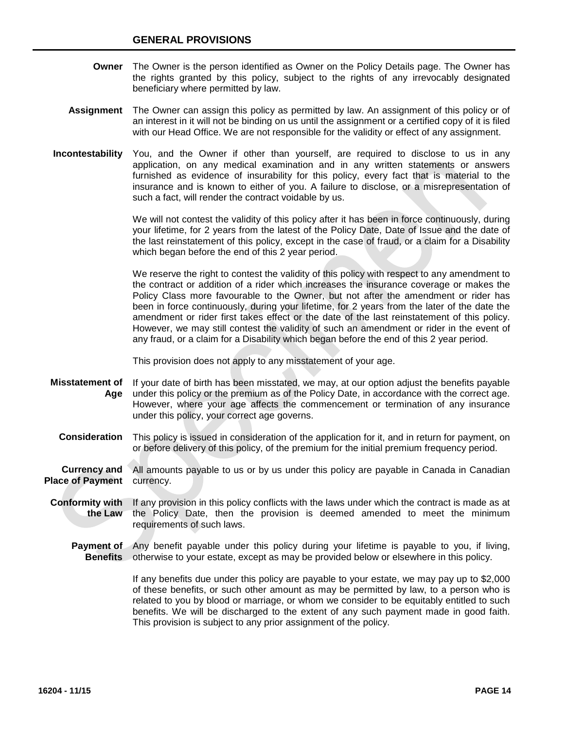## GENERAL PROVISIONS

**Owner** The Owner is the person identified as Owner on the Policy Details page. The Owner has the rights granted by this policy, subject to the rights of any irrevocably designated beneficiary where permitted by law.

**Assignment** The Owner can assign this policy as permitted by law. An assignment of this policy or of an interest in it will not be binding on us until the assignment or a certified copy of it is filed with our Head Office. We are not responsible for the validity or effect of any assignment.

**Incontestability** You, and the Owner if other than yourself, are required to disclose to us in any application, on any medical examination and in any written statements or answers furnished as evidence of insurability for this policy, every fact that is material to the insurance and is known to either of you. A failure to disclose, or a misrepresentation of such a fact, will render the contract voidable by us.

We will not contest the validity of this policy after it has been in force continuously, during your lifetime, for 2 years from the latest of the Policy Date, Date of Issue and the date of the last reinstatement of this policy, except in the case of fraud, or a claim for a Disability which began before the end of this 2 year period.

We reserve the right to contest the validity of this policy with respect to any amendment to the contract or addition of a rider which increases the insurance coverage or makes the Policy Class more favourable to the Owner, but not after the amendment or rider has been in force continuously, during your lifetime, for 2 years from the later of the date the amendment or rider first takes effect or the date of the last reinstatement of this policy. However, we may still contest the validity of such an amendment or rider in the event of any fraud, or a claim for a Disability which began before the end of this 2 year period.

This provision does not apply to any misstatement of your age.

**Misstatement of Age** If your date of birth has been misstated, we may, at our option adjust the benefits payable under this policy or the premium as of the Policy Date, in accordance with the correct age. However, where your age affects the commencement or termination of any insurance under this policy, your correct age governs.

**Consideration** This policy is issued in consideration of the application for it, and in return for payment, on or before delivery of this policy, of the premium for the initial premium frequency period.

**Currency and Place of Payment** All amounts payable to us or by us under this policy are payable in Canada in Canadian currency.

**Conformity with the Law** If any provision in this policy conflicts with the laws under which the contract is made as at the Policy Date, then the provision is deemed amended to meet the minimum requirements of such laws.

**Payment of Benefits** Any benefit payable under this policy during your lifetime is payable to you, if living, otherwise to your estate, except as may be provided below or elsewhere in this policy.

If any benefits due under this policy are payable to your estate, we may pay up to $2,000 of these benefits, or such other amount as may be permitted by law, to a person who is related to you by blood or marriage, or whom we consider to be equitably entitled to such benefits. We will be discharged to the extent of any such payment made in good faith. This provision is subject to any prior assignment of the policy.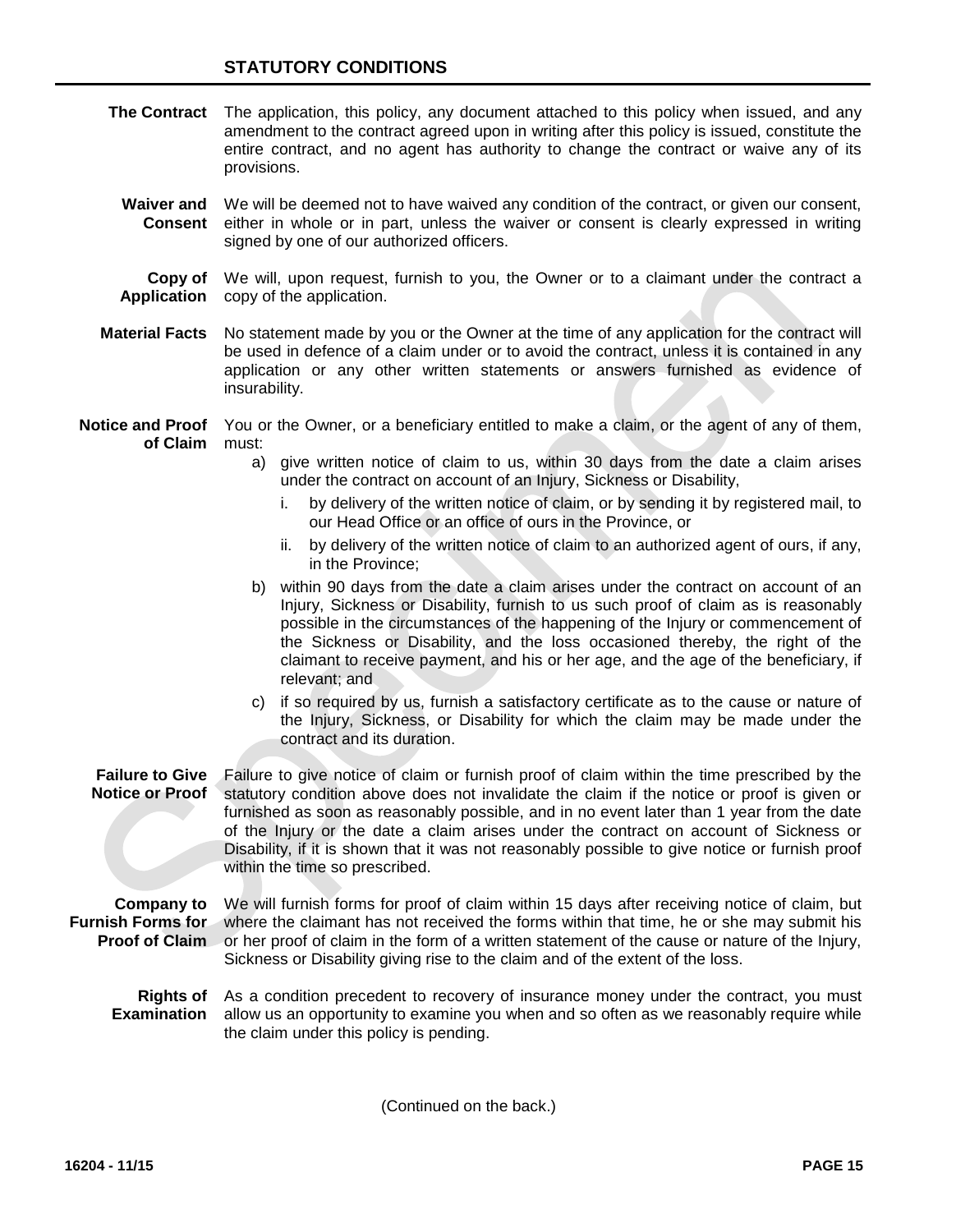## STATUTORY CONDITIONS

**The Contract** The application, this policy, any document attached to this policy when issued, and any amendment to the contract agreed upon in writing after this policy is issued, constitute the entire contract, and no agent has authority to change the contract or waive any of its provisions.

**Waiver and Consent** We will be deemed not to have waived any condition of the contract, or given our consent, either in whole or in part, unless the waiver or consent is clearly expressed in writing signed by one of our authorized officers.

**Copy of Application** We will, upon request, furnish to you, the Owner or to a claimant under the contract a copy of the application.

**Material Facts** No statement made by you or the Owner at the time of any application for the contract will be used in defence of a claim under or to avoid the contract, unless it is contained in any application or any other written statements or answers furnished as evidence of insurability.

**Notice and Proof of Claim** You or the Owner, or a beneficiary entitled to make a claim, or the agent of any of them, must:

a) give written notice of claim to us, within 30 days from the date a claim arises under the contract on account of an Injury, Sickness or Disability,
   i. by delivery of the written notice of claim, or by sending it by registered mail, to our Head Office or an office of ours in the Province, or
   ii. by delivery of the written notice of claim to an authorized agent of ours, if any, in the Province;

b) within 90 days from the date a claim arises under the contract on account of an Injury, Sickness or Disability, furnish to us such proof of claim as is reasonably possible in the circumstances of the happening of the Injury or commencement of the Sickness or Disability, and the loss occasioned thereby, the right of the claimant to receive payment, and his or her age, and the age of the beneficiary, if relevant; and

c) if so required by us, furnish a satisfactory certificate as to the cause or nature of the Injury, Sickness, or Disability for which the claim may be made under the contract and its duration.

**Failure to Give Notice or Proof** Failure to give notice of claim or furnish proof of claim within the time prescribed by the statutory condition above does not invalidate the claim if the notice or proof is given or furnished as soon as reasonably possible, and in no event later than 1 year from the date of the Injury or the date a claim arises under the contract on account of Sickness or Disability, if it is shown that it was not reasonably possible to give notice or furnish proof within the time so prescribed.

**Company to Furnish Forms for Proof of Claim** We will furnish forms for proof of claim within 15 days after receiving notice of claim, but where the claimant has not received the forms within that time, he or she may submit his or her proof of claim in the form of a written statement of the cause or nature of the Injury, Sickness or Disability giving rise to the claim and of the extent of the loss.

**Rights of Examination** As a condition precedent to recovery of insurance money under the contract, you must allow us an opportunity to examine you when and so often as we reasonably require while the claim under this policy is pending.

(Continued on the back.)

16204 - 11/15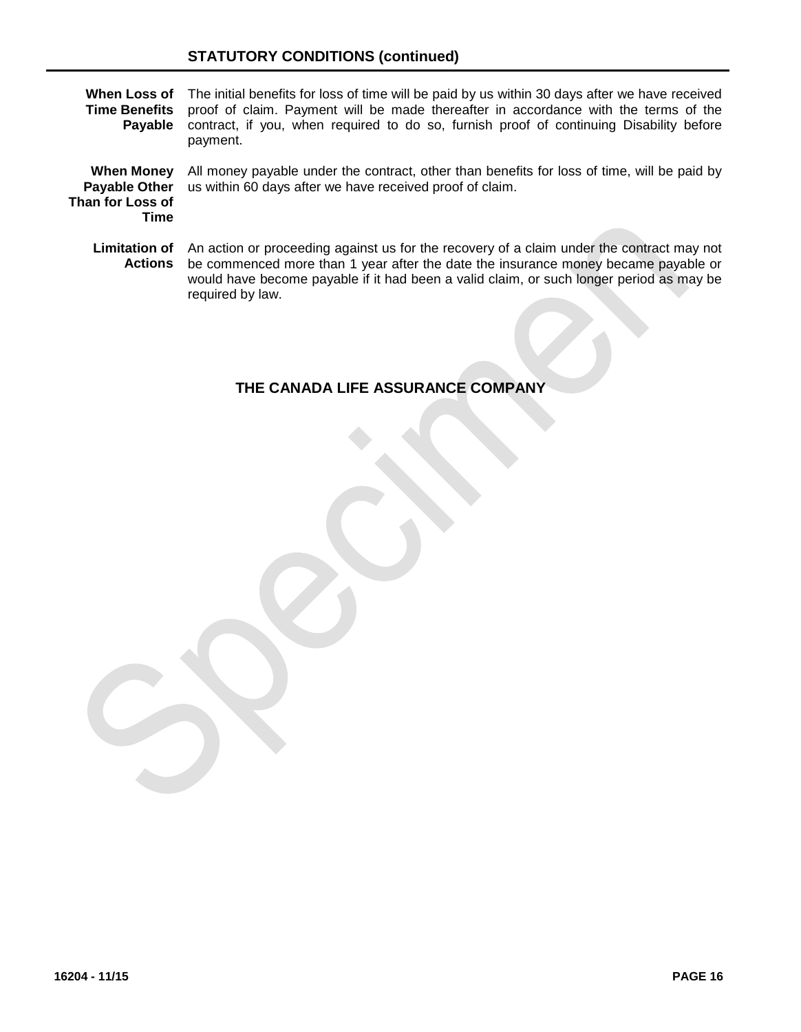## STATUTORY CONDITIONS (continued)

**When Loss of Time Benefits Payable**
The initial benefits for loss of time will be paid by us within 30 days after we have received proof of claim. Payment will be made thereafter in accordance with the terms of the contract, if you, when required to do so, furnish proof of continuing Disability before payment.

**When Money Payable Other Than for Loss of Time**
All money payable under the contract, other than benefits for loss of time, will be paid by us within 60 days after we have received proof of claim.

**Limitation of Actions**
An action or proceeding against us for the recovery of a claim under the contract may not be commenced more than 1 year after the date the insurance money became payable or would have become payable if it had been a valid claim, or such longer period as may be required by law.

**THE CANADA LIFE ASSURANCE COMPANY**

16204 - 11/15